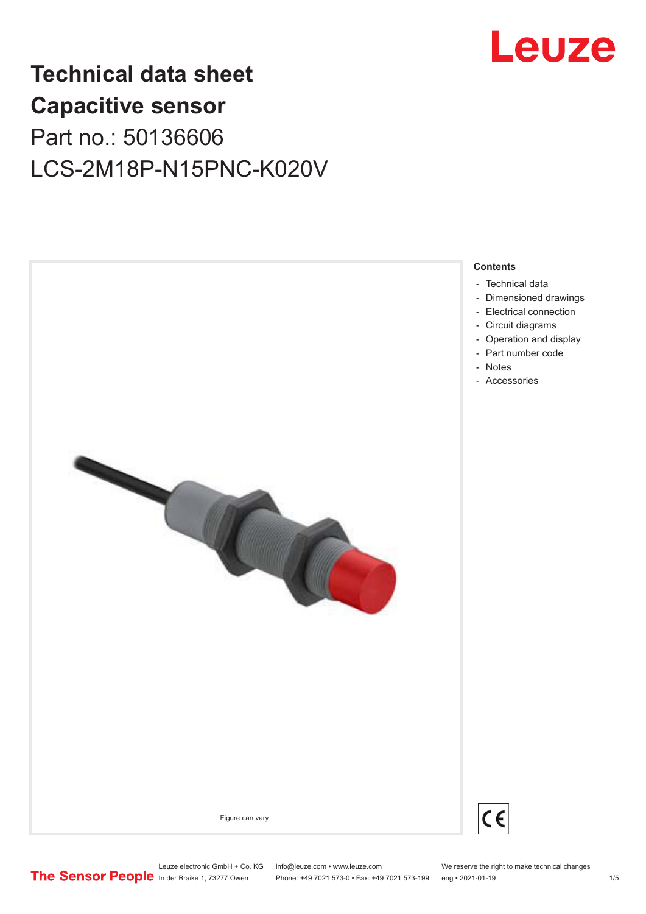# Technical data sheet
# Capacitive sensor

Part no.: 50136606

LCS-2M18P-N15PNC-K020V

Figure can vary

**Contents**

- Technical data
- Dimensioned drawings
- Electrical connection
- Circuit diagrams
- Operation and display
- Part number code
- Notes
- Accessories

Leuze electronic GmbH + Co. KG
In der Braike 1, 73277 Owen

info@leuze.com • www.leuze.com
Phone: +49 7021 573-0 • Fax: +49 7021 573-199

We reserve the right to make technical changes
eng • 2021-01-19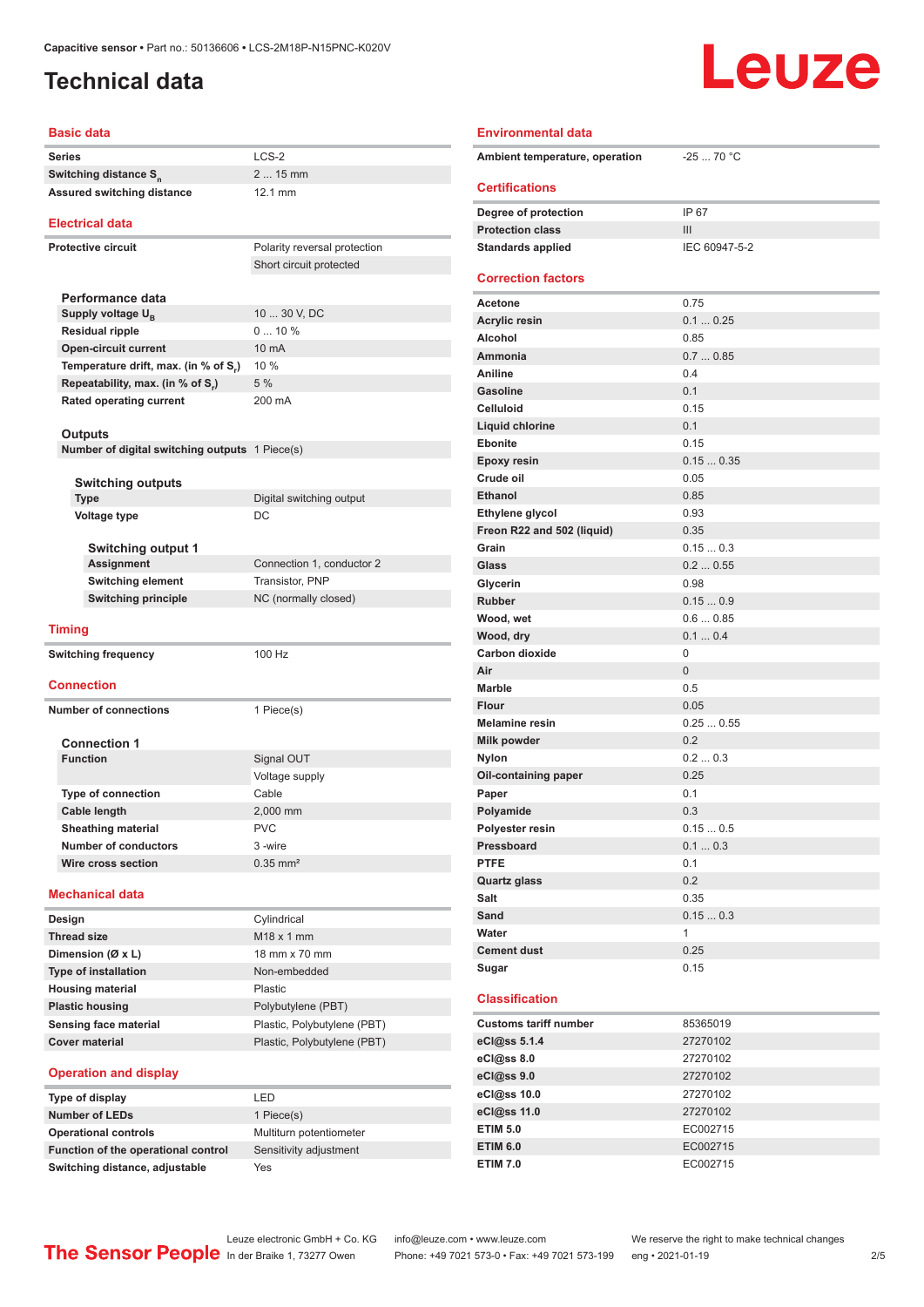# Technical data

## Basic data

| | |
|---|---|
| Series | LCS-2 |
| Switching distance $S_n$ | 2 ... 15 mm |
| Assured switching distance | 12.1 mm |

## Electrical data

| | |
|---|---|
| Protective circuit | Polarity reversal protection |
| | Short circuit protected |

### Performance data

| | |
|---|---|
| Supply voltage $U_B$ | 10 ... 30 V, DC |
| Residual ripple | 0 ... 10 % |
| Open-circuit current | 10 mA |
| Temperature drift, max. (in % of $S_r$) | 10 % |
| Repeatability, max. (in % of $S_r$) | 5 % |
| Rated operating current | 200 mA |

### Outputs

| | |
|---|---|
| Number of digital switching outputs | 1 Piece(s) |

### Switching outputs

| | |
|---|---|
| Type | Digital switching output |
| Voltage type | DC |

### Switching output 1

| | |
|---|---|
| Assignment | Connection 1, conductor 2 |
| Switching element | Transistor, PNP |
| Switching principle | NC (normally closed) |

## Timing

| | |
|---|---|
| Switching frequency | 100 Hz |

## Connection

| | |
|---|---|
| Number of connections | 1 Piece(s) |

### Connection 1

| | |
|---|---|
| Function | Signal OUT |
| | Voltage supply |
| Type of connection | Cable |
| Cable length | 2,000 mm |
| Sheathing material | PVC |
| Number of conductors | 3 -wire |
| Wire cross section | 0.35 mm² |

## Mechanical data

| | |
|---|---|
| Design | Cylindrical |
| Thread size | M18 x 1 mm |
| Dimension (Ø x L) | 18 mm x 70 mm |
| Type of installation | Non-embedded |
| Housing material | Plastic |
| Plastic housing | Polybutylene (PBT) |
| Sensing face material | Plastic, Polybutylene (PBT) |
| Cover material | Plastic, Polybutylene (PBT) |

## Operation and display

| | |
|---|---|
| Type of display | LED |
| Number of LEDs | 1 Piece(s) |
| Operational controls | Multiturn potentiometer |
| Function of the operational control | Sensitivity adjustment |
| Switching distance, adjustable | Yes |

## Environmental data

| | |
|---|---|
| Ambient temperature, operation | -25 ... 70 °C |

## Certifications

| | |
|---|---|
| Degree of protection | IP 67 |
| Protection class | III |
| Standards applied | IEC 60947-5-2 |

## Correction factors

| | |
|---|---|
| Acetone | 0.75 |
| Acrylic resin | 0.1 ... 0.25 |
| Alcohol | 0.85 |
| Ammonia | 0.7 ... 0.85 |
| Aniline | 0.4 |
| Gasoline | 0.1 |
| Celluloid | 0.15 |
| Liquid chlorine | 0.1 |
| Ebonite | 0.15 |
| Epoxy resin | 0.15 ... 0.35 |
| Crude oil | 0.05 |
| Ethanol | 0.85 |
| Ethylene glycol | 0.93 |
| Freon R22 and 502 (liquid) | 0.35 |
| Grain | 0.15 ... 0.3 |
| Glass | 0.2 ... 0.55 |
| Glycerin | 0.98 |
| Rubber | 0.15 ... 0.9 |
| Wood, wet | 0.6 ... 0.85 |
| Wood, dry | 0.1 ... 0.4 |
| Carbon dioxide | 0 |
| Air | 0 |
| Marble | 0.5 |
| Flour | 0.05 |
| Melamine resin | 0.25 ... 0.55 |
| Milk powder | 0.2 |
| Nylon | 0.2 ... 0.3 |
| Oil-containing paper | 0.25 |
| Paper | 0.1 |
| Polyamide | 0.3 |
| Polyester resin | 0.15 ... 0.5 |
| Pressboard | 0.1 ... 0.3 |
| PTFE | 0.1 |
| Quartz glass | 0.2 |
| Salt | 0.35 |
| Sand | 0.15 ... 0.3 |
| Water | 1 |
| Cement dust | 0.25 |
| Sugar | 0.15 |

## Classification

| | |
|---|---|
| Customs tariff number | 85365019 |
| eCl@ss 5.1.4 | 27270102 |
| eCl@ss 8.0 | 27270102 |
| eCl@ss 9.0 | 27270102 |
| eCl@ss 10.0 | 27270102 |
| eCl@ss 11.0 | 27270102 |
| ETIM 5.0 | EC002715 |
| ETIM 6.0 | EC002715 |
| ETIM 7.0 | EC002715 |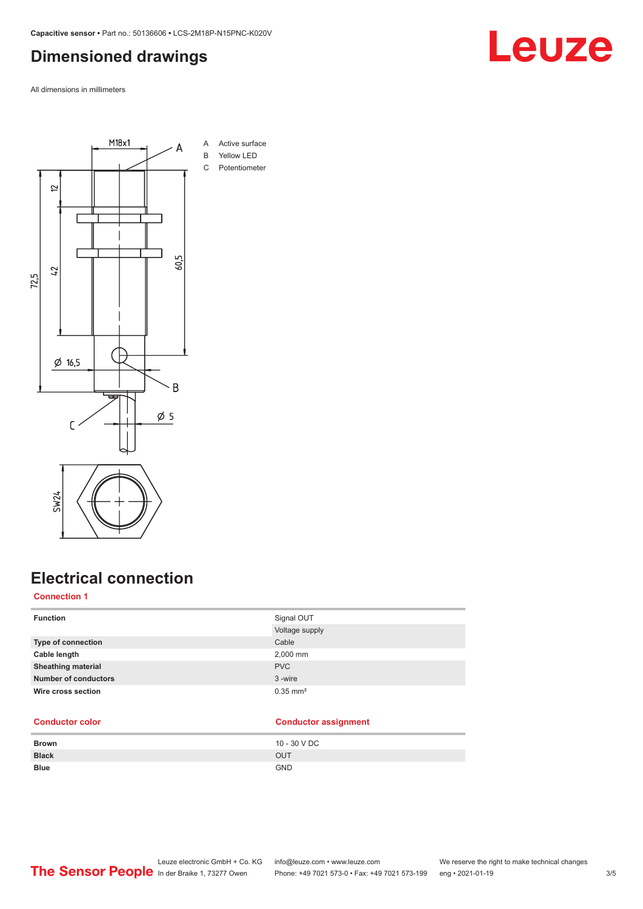## Dimensioned drawings

All dimensions in millimeters

A Active surface
B Yellow LED
C Potentiometer

## Electrical connection

### Connection 1

| | |
|---|---|
| **Function** | Signal OUT |
| | Voltage supply |
| **Type of connection** | Cable |
| **Cable length** | 2,000 mm |
| **Sheathing material** | PVC |
| **Number of conductors** | 3 -wire |
| **Wire cross section** | 0.35 mm² |

| Conductor color | Conductor assignment |
|---|---|
| **Brown** | 10 - 30 V DC |
| **Black** | OUT |
| **Blue** | GND |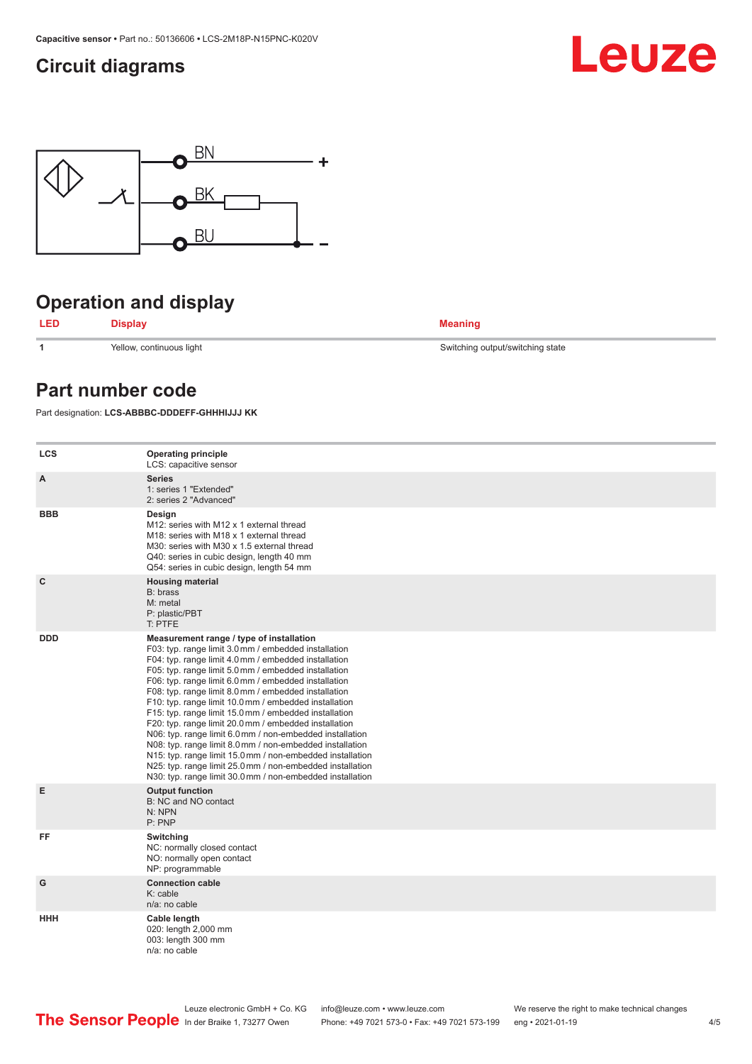## Circuit diagrams

BN +

BK

BU -

## Operation and display

| LED | Display | Meaning |
|---|---|---|
| 1 | Yellow, continuous light | Switching output/switching state |

## Part number code

Part designation: **LCS-ABBBC-DDDEFF-GHHHIJJJ KK**

| | |
|---|---|
| **LCS** | **Operating principle**<br>LCS: capacitive sensor |
| **A** | **Series**<br>1: series 1 "Extended"<br>2: series 2 "Advanced" |
| **BBB** | **Design**<br>M12: series with M12 x 1 external thread<br>M18: series with M18 x 1 external thread<br>M30: series with M30 x 1.5 external thread<br>Q40: series in cubic design, length 40 mm<br>Q54: series in cubic design, length 54 mm |
| **C** | **Housing material**<br>B: brass<br>M: metal<br>P: plastic/PBT<br>T: PTFE |
| **DDD** | **Measurement range / type of installation**<br>F03: typ. range limit 3.0 mm / embedded installation<br>F04: typ. range limit 4.0 mm / embedded installation<br>F05: typ. range limit 5.0 mm / embedded installation<br>F06: typ. range limit 6.0 mm / embedded installation<br>F08: typ. range limit 8.0 mm / embedded installation<br>F10: typ. range limit 10.0 mm / embedded installation<br>F15: typ. range limit 15.0 mm / embedded installation<br>F20: typ. range limit 20.0 mm / embedded installation<br>N06: typ. range limit 6.0 mm / non-embedded installation<br>N08: typ. range limit 8.0 mm / non-embedded installation<br>N15: typ. range limit 15.0 mm / non-embedded installation<br>N25: typ. range limit 25.0 mm / non-embedded installation<br>N30: typ. range limit 30.0 mm / non-embedded installation |
| **E** | **Output function**<br>B: NC and NO contact<br>N: NPN<br>P: PNP |
| **FF** | **Switching**<br>NC: normally closed contact<br>NO: normally open contact<br>NP: programmable |
| **G** | **Connection cable**<br>K: cable<br>n/a: no cable |
| **HHH** | **Cable length**<br>020: length 2,000 mm<br>003: length 300 mm<br>n/a: no cable |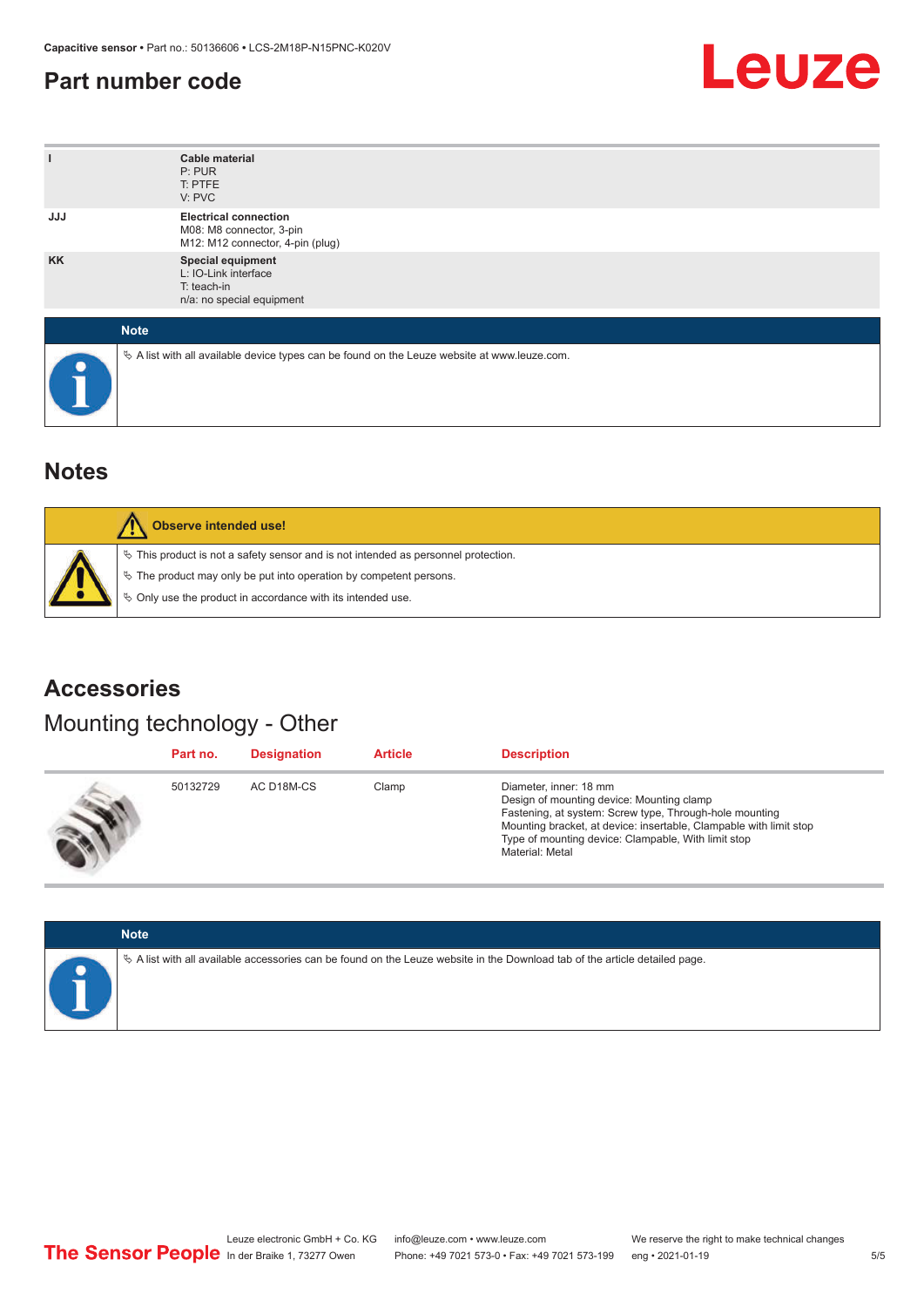## Part number code

| | |
|---|---|
| I | **Cable material**<br>P: PUR<br>T: PTFE<br>V: PVC |
| JJJ | **Electrical connection**<br>M08: M8 connector, 3-pin<br>M12: M12 connector, 4-pin (plug) |
| KK | **Special equipment**<br>L: IO-Link interface<br>T: teach-in<br>n/a: no special equipment |

**Note**

✎ A list with all available device types can be found on the Leuze website at www.leuze.com.

## Notes

**Observe intended use!**

✎ This product is not a safety sensor and is not intended as personnel protection.

✎ The product may only be put into operation by competent persons.

✎ Only use the product in accordance with its intended use.

## Accessories

### Mounting technology - Other

| Part no. | Designation | Article | Description |
|---|---|---|---|
| 50132729 | AC D18M-CS | Clamp | Diameter, inner: 18 mm<br>Design of mounting device: Mounting clamp<br>Fastening, at system: Screw type, Through-hole mounting<br>Mounting bracket, at device: insertable, Clampable with limit stop<br>Type of mounting device: Clampable, With limit stop<br>Material: Metal |

**Note**

✎ A list with all available accessories can be found on the Leuze website in the Download tab of the article detailed page.